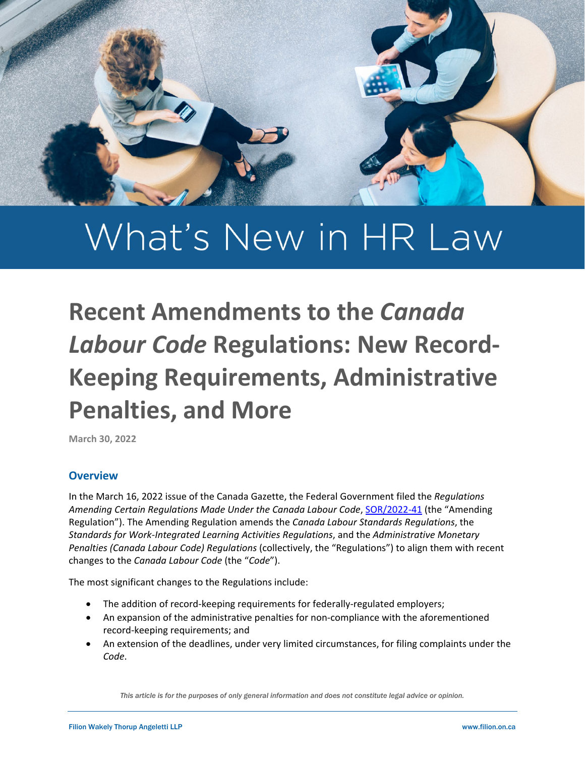# What's New in HR Law

# Recent Amendments to the *Canada Labour Code* Regulations: New Record-Keeping Requirements, Administrative Penalties, and More

**March 30, 2022**

## Overview

In the March 16, 2022 issue of the Canada Gazette, the Federal Government filed the *Regulations Amending Certain Regulations Made Under the Canada Labour Code*, SOR/2022-41 (the "Amending Regulation"). The Amending Regulation amends the *Canada Labour Standards Regulations*, the *Standards for Work-Integrated Learning Activities Regulations*, and the *Administrative Monetary Penalties (Canada Labour Code) Regulations* (collectively, the "Regulations") to align them with recent changes to the *Canada Labour Code* (the "*Code*").

The most significant changes to the Regulations include:

- The addition of record-keeping requirements for federally-regulated employers;
- An expansion of the administrative penalties for non-compliance with the aforementioned record-keeping requirements; and
- An extension of the deadlines, under very limited circumstances, for filing complaints under the *Code*.

*This article is for the purposes of only general information and does not constitute legal advice or opinion.*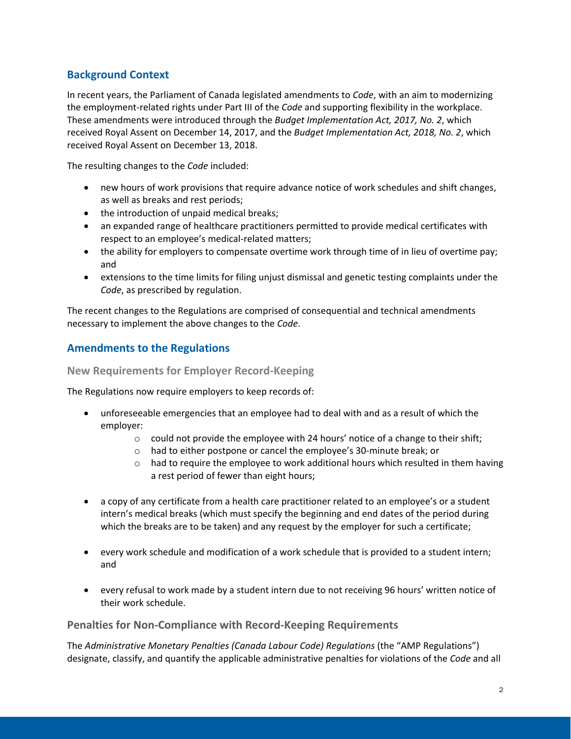## Background Context

In recent years, the Parliament of Canada legislated amendments to *Code*, with an aim to modernizing the employment-related rights under Part III of the *Code* and supporting flexibility in the workplace. These amendments were introduced through the *Budget Implementation Act, 2017, No. 2*, which received Royal Assent on December 14, 2017, and the *Budget Implementation Act, 2018, No. 2*, which received Royal Assent on December 13, 2018.

The resulting changes to the *Code* included:

- new hours of work provisions that require advance notice of work schedules and shift changes, as well as breaks and rest periods;
- the introduction of unpaid medical breaks;
- an expanded range of healthcare practitioners permitted to provide medical certificates with respect to an employee's medical-related matters;
- the ability for employers to compensate overtime work through time of in lieu of overtime pay; and
- extensions to the time limits for filing unjust dismissal and genetic testing complaints under the *Code*, as prescribed by regulation.

The recent changes to the Regulations are comprised of consequential and technical amendments necessary to implement the above changes to the *Code*.

## Amendments to the Regulations

### New Requirements for Employer Record-Keeping

The Regulations now require employers to keep records of:

- unforeseeable emergencies that an employee had to deal with and as a result of which the employer:
  - could not provide the employee with 24 hours' notice of a change to their shift;
  - had to either postpone or cancel the employee's 30-minute break; or
  - had to require the employee to work additional hours which resulted in them having a rest period of fewer than eight hours;
- a copy of any certificate from a health care practitioner related to an employee's or a student intern's medical breaks (which must specify the beginning and end dates of the period during which the breaks are to be taken) and any request by the employer for such a certificate;
- every work schedule and modification of a work schedule that is provided to a student intern; and
- every refusal to work made by a student intern due to not receiving 96 hours' written notice of their work schedule.

### Penalties for Non-Compliance with Record-Keeping Requirements

The *Administrative Monetary Penalties (Canada Labour Code) Regulations* (the "AMP Regulations") designate, classify, and quantify the applicable administrative penalties for violations of the *Code* and all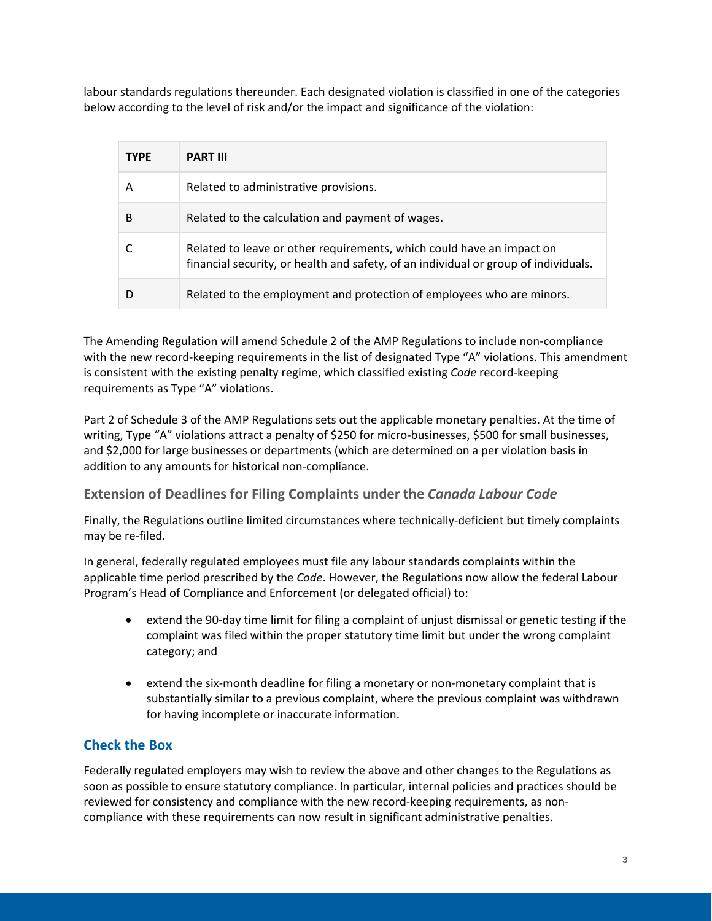labour standards regulations thereunder. Each designated violation is classified in one of the categories below according to the level of risk and/or the impact and significance of the violation:

| TYPE | PART III |
|---|---|
| A | Related to administrative provisions. |
| B | Related to the calculation and payment of wages. |
| C | Related to leave or other requirements, which could have an impact on financial security, or health and safety, of an individual or group of individuals. |
| D | Related to the employment and protection of employees who are minors. |

The Amending Regulation will amend Schedule 2 of the AMP Regulations to include non-compliance with the new record-keeping requirements in the list of designated Type "A" violations. This amendment is consistent with the existing penalty regime, which classified existing *Code* record-keeping requirements as Type "A" violations.

Part 2 of Schedule 3 of the AMP Regulations sets out the applicable monetary penalties. At the time of writing, Type "A" violations attract a penalty of $250 for micro-businesses, $500 for small businesses, and $2,000 for large businesses or departments (which are determined on a per violation basis in addition to any amounts for historical non-compliance.

### Extension of Deadlines for Filing Complaints under the *Canada Labour Code*

Finally, the Regulations outline limited circumstances where technically-deficient but timely complaints may be re-filed.

In general, federally regulated employees must file any labour standards complaints within the applicable time period prescribed by the *Code*. However, the Regulations now allow the federal Labour Program's Head of Compliance and Enforcement (or delegated official) to:

- extend the 90-day time limit for filing a complaint of unjust dismissal or genetic testing if the complaint was filed within the proper statutory time limit but under the wrong complaint category; and
- extend the six-month deadline for filing a monetary or non-monetary complaint that is substantially similar to a previous complaint, where the previous complaint was withdrawn for having incomplete or inaccurate information.

## Check the Box

Federally regulated employers may wish to review the above and other changes to the Regulations as soon as possible to ensure statutory compliance. In particular, internal policies and practices should be reviewed for consistency and compliance with the new record-keeping requirements, as non-compliance with these requirements can now result in significant administrative penalties.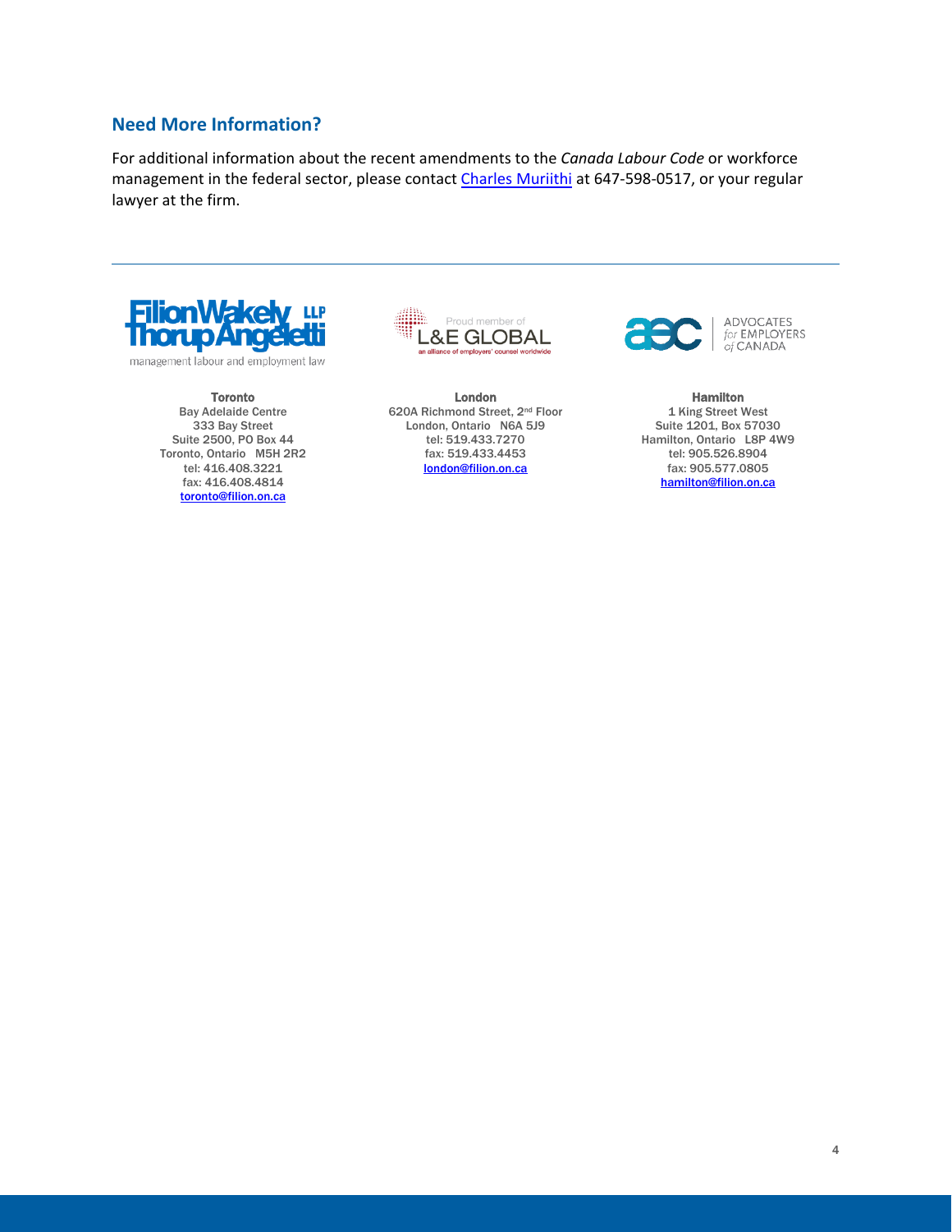## Need More Information?

For additional information about the recent amendments to the *Canada Labour Code* or workforce management in the federal sector, please contact [Charles Muriithi](Charles Muriithi) at 647-598-0517, or your regular lawyer at the firm.

---

Filion Wakely Thorup Angeletti LLP
management labour and employment law

Proud member of L&E GLOBAL
an alliance of employers' counsel worldwide

ADVOCATES *for* EMPLOYERS *of* CANADA

**Toronto**
Bay Adelaide Centre
333 Bay Street
Suite 2500, PO Box 44
Toronto, Ontario M5H 2R2
tel: 416.408.3221
fax: 416.408.4814
toronto@filion.on.ca

**London**
620A Richmond Street, 2nd Floor
London, Ontario N6A 5J9
tel: 519.433.7270
fax: 519.433.4453
london@filion.on.ca

**Hamilton**
1 King Street West
Suite 1201, Box 57030
Hamilton, Ontario L8P 4W9
tel: 905.526.8904
fax: 905.577.0805
hamilton@filion.on.ca